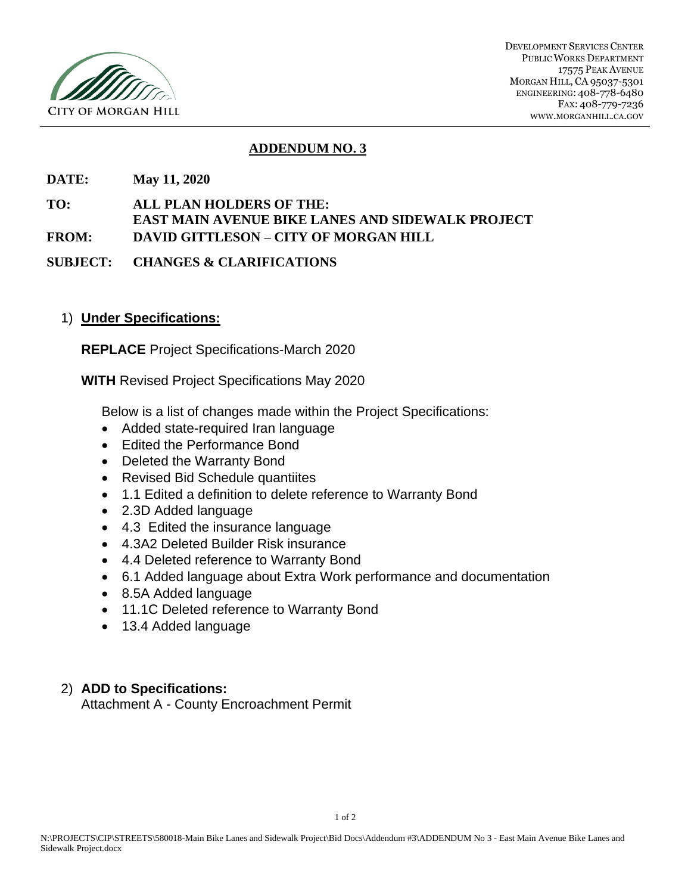CITY OF MORGAN HILL

DEVELOPMENT SERVICES CENTER
PUBLIC WORKS DEPARTMENT
17575 PEAK AVENUE
MORGAN HILL, CA 95037-5301
ENGINEERING: 408-778-6480
FAX: 408-779-7236
WWW.MORGANHILL.CA.GOV

# ADDENDUM NO. 3

**DATE:** **May 11, 2020**

**TO:** **ALL PLAN HOLDERS OF THE: EAST MAIN AVENUE BIKE LANES AND SIDEWALK PROJECT**

**FROM:** **DAVID GITTLESON – CITY OF MORGAN HILL**

**SUBJECT:** **CHANGES & CLARIFICATIONS**

1) **Under Specifications:**

   **REPLACE** Project Specifications-March 2020

   **WITH** Revised Project Specifications May 2020

   Below is a list of changes made within the Project Specifications:

   - Added state-required Iran language
   - Edited the Performance Bond
   - Deleted the Warranty Bond
   - Revised Bid Schedule quantiites
   - 1.1 Edited a definition to delete reference to Warranty Bond
   - 2.3D Added language
   - 4.3 Edited the insurance language
   - 4.3A2 Deleted Builder Risk insurance
   - 4.4 Deleted reference to Warranty Bond
   - 6.1 Added language about Extra Work performance and documentation
   - 8.5A Added language
   - 11.1C Deleted reference to Warranty Bond
   - 13.4 Added language

2) **ADD to Specifications:**
   Attachment A - County Encroachment Permit

N:\PROJECTS\CIP\STREETS\580018-Main Bike Lanes and Sidewalk Project\Bid Docs\Addendum #3\ADDENDUM No 3 - East Main Avenue Bike Lanes and Sidewalk Project.docx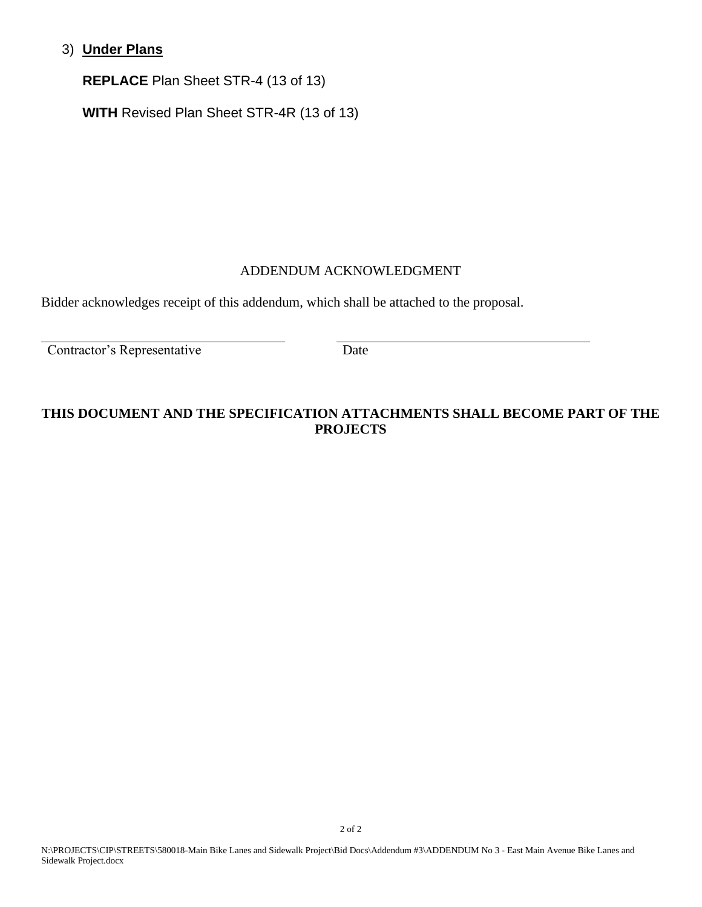3) **Under Plans**

**REPLACE** Plan Sheet STR-4 (13 of 13)

**WITH** Revised Plan Sheet STR-4R (13 of 13)

ADDENDUM ACKNOWLEDGMENT

Bidder acknowledges receipt of this addendum, which shall be attached to the proposal.

_______________________________ _______________________________

Contractor's Representative Date

**THIS DOCUMENT AND THE SPECIFICATION ATTACHMENTS SHALL BECOME PART OF THE PROJECTS**

N:\PROJECTS\CIP\STREETS\580018-Main Bike Lanes and Sidewalk Project\Bid Docs\Addendum #3\ADDENDUM No 3 - East Main Avenue Bike Lanes and Sidewalk Project.docx